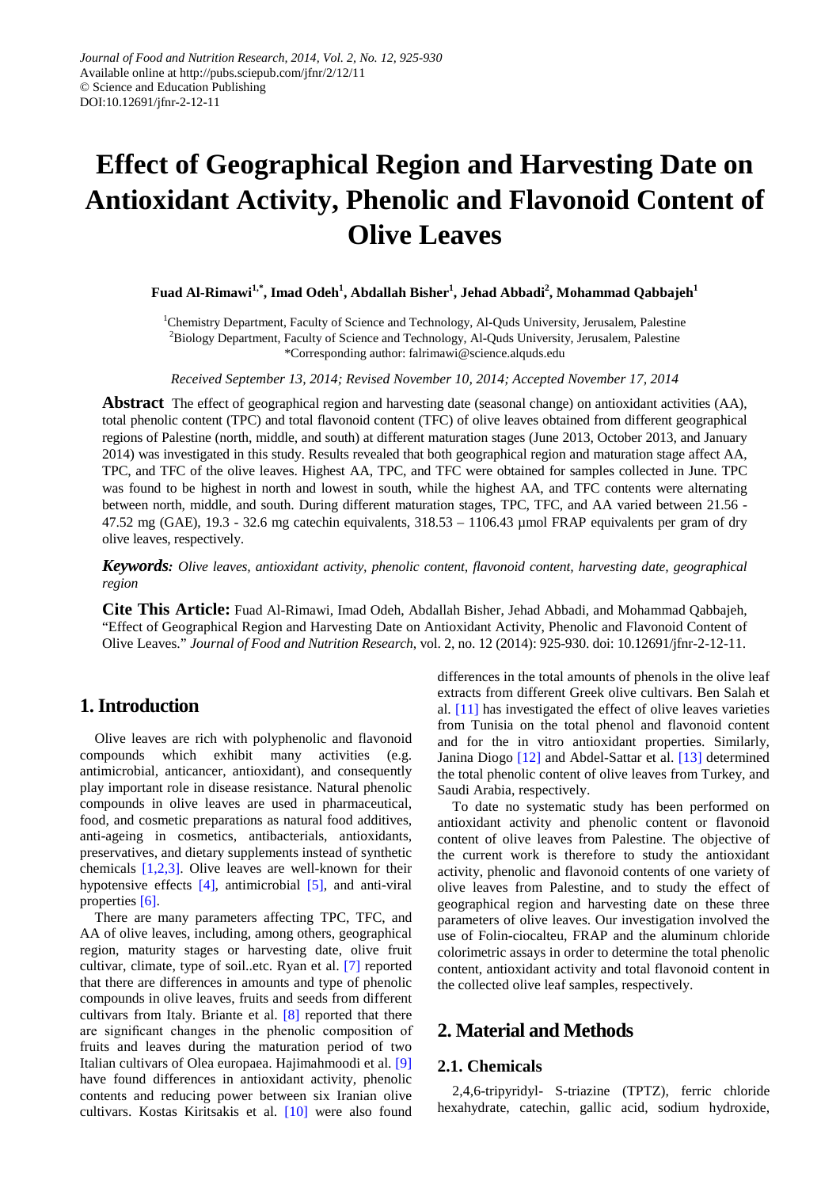# Effect of Geographical Region and Harvesting Date on Antioxidant Activity, Phenolic and Flavonoid Content of Olive Leaves

**Fuad Al-Rimawi[1,*], Imad Odeh[1], Abdallah Bisher[1], Jehad Abbadi[2], Mohammad Qabbajeh[1]**

[1]Chemistry Department, Faculty of Science and Technology, Al-Quds University, Jerusalem, Palestine
[2]Biology Department, Faculty of Science and Technology, Al-Quds University, Jerusalem, Palestine
*Corresponding author: falrimawi@science.alquds.edu

*Received September 13, 2014; Revised November 10, 2014; Accepted November 17, 2014*

**Abstract** The effect of geographical region and harvesting date (seasonal change) on antioxidant activities (AA), total phenolic content (TPC) and total flavonoid content (TFC) of olive leaves obtained from different geographical regions of Palestine (north, middle, and south) at different maturation stages (June 2013, October 2013, and January 2014) was investigated in this study. Results revealed that both geographical region and maturation stage affect AA, TPC, and TFC of the olive leaves. Highest AA, TPC, and TFC were obtained for samples collected in June. TPC was found to be highest in north and lowest in south, while the highest AA, and TFC contents were alternating between north, middle, and south. During different maturation stages, TPC, TFC, and AA varied between 21.56 - 47.52 mg (GAE), 19.3 - 32.6 mg catechin equivalents, 318.53 – 1106.43 µmol FRAP equivalents per gram of dry olive leaves, respectively.

***Keywords:*** *Olive leaves, antioxidant activity, phenolic content, flavonoid content, harvesting date, geographical region*

**Cite This Article:** Fuad Al-Rimawi, Imad Odeh, Abdallah Bisher, Jehad Abbadi, and Mohammad Qabbajeh, "Effect of Geographical Region and Harvesting Date on Antioxidant Activity, Phenolic and Flavonoid Content of Olive Leaves." *Journal of Food and Nutrition Research*, vol. 2, no. 12 (2014): 925-930. doi: 10.12691/jfnr-2-12-11.

## 1. Introduction

Olive leaves are rich with polyphenolic and flavonoid compounds which exhibit many activities (e.g. antimicrobial, anticancer, antioxidant), and consequently play important role in disease resistance. Natural phenolic compounds in olive leaves are used in pharmaceutical, food, and cosmetic preparations as natural food additives, anti-ageing in cosmetics, antibacterials, antioxidants, preservatives, and dietary supplements instead of synthetic chemicals [1,2,3]. Olive leaves are well-known for their hypotensive effects [4], antimicrobial [5], and anti-viral properties [6].

There are many parameters affecting TPC, TFC, and AA of olive leaves, including, among others, geographical region, maturity stages or harvesting date, olive fruit cultivar, climate, type of soil..etc. Ryan et al. [7] reported that there are differences in amounts and type of phenolic compounds in olive leaves, fruits and seeds from different cultivars from Italy. Briante et al. [8] reported that there are significant changes in the phenolic composition of fruits and leaves during the maturation period of two Italian cultivars of Olea europaea. Hajimahmoodi et al. [9] have found differences in antioxidant activity, phenolic contents and reducing power between six Iranian olive cultivars. Kostas Kiritsakis et al. [10] were also found differences in the total amounts of phenols in the olive leaf extracts from different Greek olive cultivars. Ben Salah et al. [11] has investigated the effect of olive leaves varieties from Tunisia on the total phenol and flavonoid content and for the in vitro antioxidant properties. Similarly, Janina Diogo [12] and Abdel-Sattar et al. [13] determined the total phenolic content of olive leaves from Turkey, and Saudi Arabia, respectively.

To date no systematic study has been performed on antioxidant activity and phenolic content or flavonoid content of olive leaves from Palestine. The objective of the current work is therefore to study the antioxidant activity, phenolic and flavonoid contents of one variety of olive leaves from Palestine, and to study the effect of geographical region and harvesting date on these three parameters of olive leaves. Our investigation involved the use of Folin-ciocalteu, FRAP and the aluminum chloride colorimetric assays in order to determine the total phenolic content, antioxidant activity and total flavonoid content in the collected olive leaf samples, respectively.

## 2. Material and Methods

### 2.1. Chemicals

2,4,6-tripyridyl- S-triazine (TPTZ), ferric chloride hexahydrate, catechin, gallic acid, sodium hydroxide,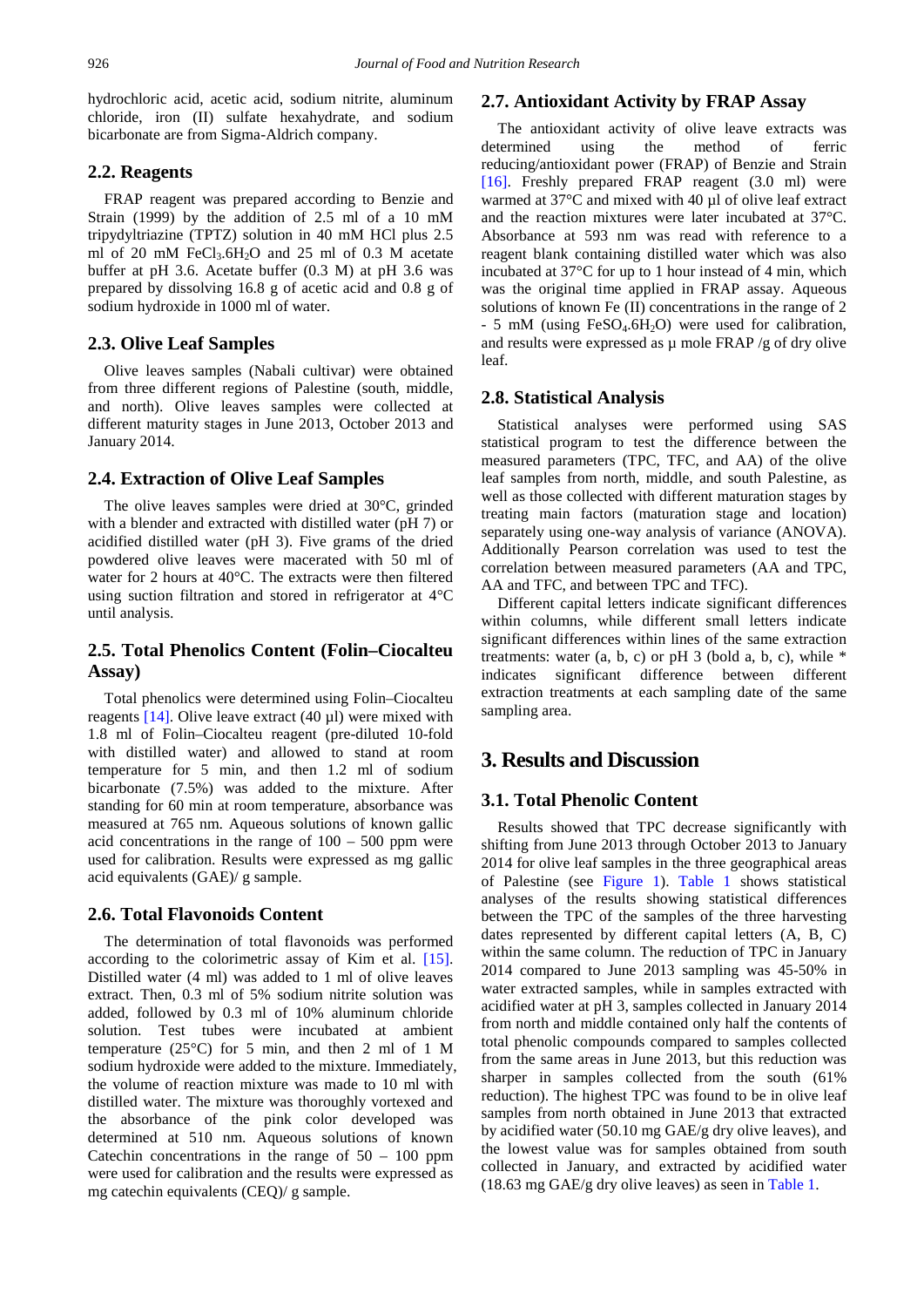hydrochloric acid, acetic acid, sodium nitrite, aluminum chloride, iron (II) sulfate hexahydrate, and sodium bicarbonate are from Sigma-Aldrich company.

### 2.2. Reagents

FRAP reagent was prepared according to Benzie and Strain (1999) by the addition of 2.5 ml of a 10 mM tripydyltriazine (TPTZ) solution in 40 mM HCl plus 2.5 ml of 20 mM $FeCl_3.6H_2O$ and 25 ml of 0.3 M acetate buffer at pH 3.6. Acetate buffer (0.3 M) at pH 3.6 was prepared by dissolving 16.8 g of acetic acid and 0.8 g of sodium hydroxide in 1000 ml of water.

### 2.3. Olive Leaf Samples

Olive leaves samples (Nabali cultivar) were obtained from three different regions of Palestine (south, middle, and north). Olive leaves samples were collected at different maturity stages in June 2013, October 2013 and January 2014.

### 2.4. Extraction of Olive Leaf Samples

The olive leaves samples were dried at 30°C, grinded with a blender and extracted with distilled water (pH 7) or acidified distilled water (pH 3). Five grams of the dried powdered olive leaves were macerated with 50 ml of water for 2 hours at 40°C. The extracts were then filtered using suction filtration and stored in refrigerator at 4°C until analysis.

### 2.5. Total Phenolics Content (Folin–Ciocalteu Assay)

Total phenolics were determined using Folin–Ciocalteu reagents [14]. Olive leave extract (40 µl) were mixed with 1.8 ml of Folin–Ciocalteu reagent (pre-diluted 10-fold with distilled water) and allowed to stand at room temperature for 5 min, and then 1.2 ml of sodium bicarbonate (7.5%) was added to the mixture. After standing for 60 min at room temperature, absorbance was measured at 765 nm. Aqueous solutions of known gallic acid concentrations in the range of 100 – 500 ppm were used for calibration. Results were expressed as mg gallic acid equivalents (GAE)/ g sample.

### 2.6. Total Flavonoids Content

The determination of total flavonoids was performed according to the colorimetric assay of Kim et al. [15]. Distilled water (4 ml) was added to 1 ml of olive leaves extract. Then, 0.3 ml of 5% sodium nitrite solution was added, followed by 0.3 ml of 10% aluminum chloride solution. Test tubes were incubated at ambient temperature (25°C) for 5 min, and then 2 ml of 1 M sodium hydroxide were added to the mixture. Immediately, the volume of reaction mixture was made to 10 ml with distilled water. The mixture was thoroughly vortexed and the absorbance of the pink color developed was determined at 510 nm. Aqueous solutions of known Catechin concentrations in the range of 50 – 100 ppm were used for calibration and the results were expressed as mg catechin equivalents (CEQ)/ g sample.

### 2.7. Antioxidant Activity by FRAP Assay

The antioxidant activity of olive leave extracts was determined using the method of ferric reducing/antioxidant power (FRAP) of Benzie and Strain [16]. Freshly prepared FRAP reagent (3.0 ml) were warmed at 37°C and mixed with 40 µl of olive leaf extract and the reaction mixtures were later incubated at 37°C. Absorbance at 593 nm was read with reference to a reagent blank containing distilled water which was also incubated at 37°C for up to 1 hour instead of 4 min, which was the original time applied in FRAP assay. Aqueous solutions of known Fe (II) concentrations in the range of 2 - 5 mM (using $FeSO_4.6H_2O$) were used for calibration, and results were expressed as µ mole FRAP /g of dry olive leaf.

### 2.8. Statistical Analysis

Statistical analyses were performed using SAS statistical program to test the difference between the measured parameters (TPC, TFC, and AA) of the olive leaf samples from north, middle, and south Palestine, as well as those collected with different maturation stages by treating main factors (maturation stage and location) separately using one-way analysis of variance (ANOVA). Additionally Pearson correlation was used to test the correlation between measured parameters (AA and TPC, AA and TFC, and between TPC and TFC).

Different capital letters indicate significant differences within columns, while different small letters indicate significant differences within lines of the same extraction treatments: water (a, b, c) or pH 3 (bold a, b, c), while * indicates significant difference between different extraction treatments at each sampling date of the same sampling area.

## 3. Results and Discussion

### 3.1. Total Phenolic Content

Results showed that TPC decrease significantly with shifting from June 2013 through October 2013 to January 2014 for olive leaf samples in the three geographical areas of Palestine (see Figure 1). Table 1 shows statistical analyses of the results showing statistical differences between the TPC of the samples of the three harvesting dates represented by different capital letters (A, B, C) within the same column. The reduction of TPC in January 2014 compared to June 2013 sampling was 45-50% in water extracted samples, while in samples extracted with acidified water at pH 3, samples collected in January 2014 from north and middle contained only half the contents of total phenolic compounds compared to samples collected from the same areas in June 2013, but this reduction was sharper in samples collected from the south (61% reduction). The highest TPC was found to be in olive leaf samples from north obtained in June 2013 that extracted by acidified water (50.10 mg GAE/g dry olive leaves), and the lowest value was for samples obtained from south collected in January, and extracted by acidified water (18.63 mg GAE/g dry olive leaves) as seen in Table 1.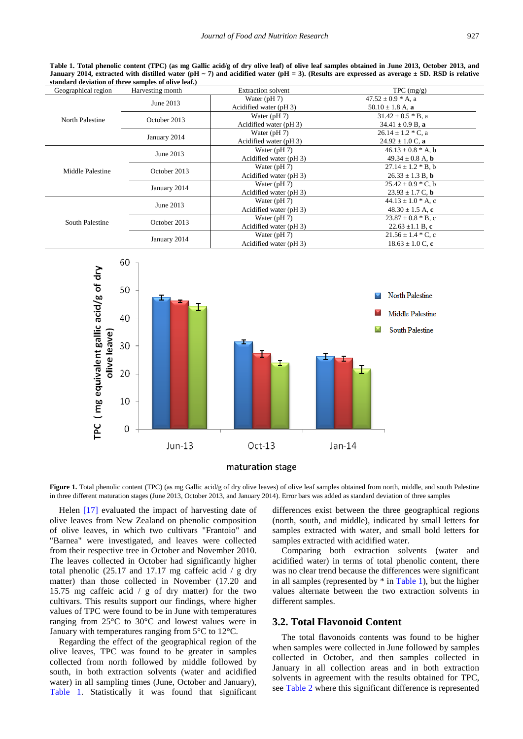**Table 1. Total phenolic content (TPC) (as mg Gallic acid/g of dry olive leaf) of olive leaf samples obtained in June 2013, October 2013, and January 2014, extracted with distilled water (pH ~ 7) and acidified water (pH = 3). (Results are expressed as average ± SD. RSD is relative standard deviation of three samples of olive leaf.)**

| Geographical region | Harvesting month | Extraction solvent | TPC (mg/g) |
|---|---|---|---|
| North Palestine | June 2013 | Water (pH 7) | 47.52 ± 0.9 * A, a |
| | | Acidified water (pH 3) | 50.10 ± 1.8 A, **a** |
| | October 2013 | Water (pH 7) | 31.42 ± 0.5 * B, a |
| | | Acidified water (pH 3) | 34.41 ± 0.9 B, **a** |
| | January 2014 | Water (pH 7) | 26.14 ± 1.2 * C, a |
| | | Acidified water (pH 3) | 24.92 ± 1.0 C, **a** |
| Middle Palestine | June 2013 | Water (pH 7) | 46.13 ± 0.8 * A, b |
| | | Acidified water (pH 3) | 49.34 ± 0.8 A, **b** |
| | October 2013 | Water (pH 7) | 27.14 ± 1.2 * B, b |
| | | Acidified water (pH 3) | 26.33 ± 1.3 B, **b** |
| | January 2014 | Water (pH 7) | 25.42 ± 0.9 * C, b |
| | | Acidified water (pH 3) | 23.93 ± 1.7 C, **b** |
| South Palestine | June 2013 | Water (pH 7) | 44.13 ± 1.0 * A, c |
| | | Acidified water (pH 3) | 48.30 ± 1.5 A, **c** |
| | October 2013 | Water (pH 7) | 23.87 ± 0.8 * B, c |
| | | Acidified water (pH 3) | 22.63 ±1.1 B, **c** |
| | January 2014 | Water (pH 7) | 21.56 ± 1.4 * C, c |
| | | Acidified water (pH 3) | 18.63 ± 1.0 C, **c** |

**Figure 1.** Total phenolic content (TPC) (as mg Gallic acid/g of dry olive leaves) of olive leaf samples obtained from north, middle, and south Palestine in three different maturation stages (June 2013, October 2013, and January 2014). Error bars was added as standard deviation of three samples

Helen [17] evaluated the impact of harvesting date of olive leaves from New Zealand on phenolic composition of olive leaves, in which two cultivars "Frantoio" and "Barnea" were investigated, and leaves were collected from their respective tree in October and November 2010. The leaves collected in October had significantly higher total phenolic (25.17 and 17.17 mg caffeic acid / g dry matter) than those collected in November (17.20 and 15.75 mg caffeic acid / g of dry matter) for the two cultivars. This results support our findings, where higher values of TPC were found to be in June with temperatures ranging from 25°C to 30°C and lowest values were in January with temperatures ranging from 5°C to 12°C.

Regarding the effect of the geographical region of the olive leaves, TPC was found to be greater in samples collected from north followed by middle followed by south, in both extraction solvents (water and acidified water) in all sampling times (June, October and January), Table 1. Statistically it was found that significant differences exist between the three geographical regions (north, south, and middle), indicated by small letters for samples extracted with water, and small bold letters for samples extracted with acidified water.

Comparing both extraction solvents (water and acidified water) in terms of total phenolic content, there was no clear trend because the differences were significant in all samples (represented by * in Table 1), but the higher values alternate between the two extraction solvents in different samples.

## 3.2. Total Flavonoid Content

The total flavonoids contents was found to be higher when samples were collected in June followed by samples collected in October, and then samples collected in January in all collection areas and in both extraction solvents in agreement with the results obtained for TPC, see Table 2 where this significant difference is represented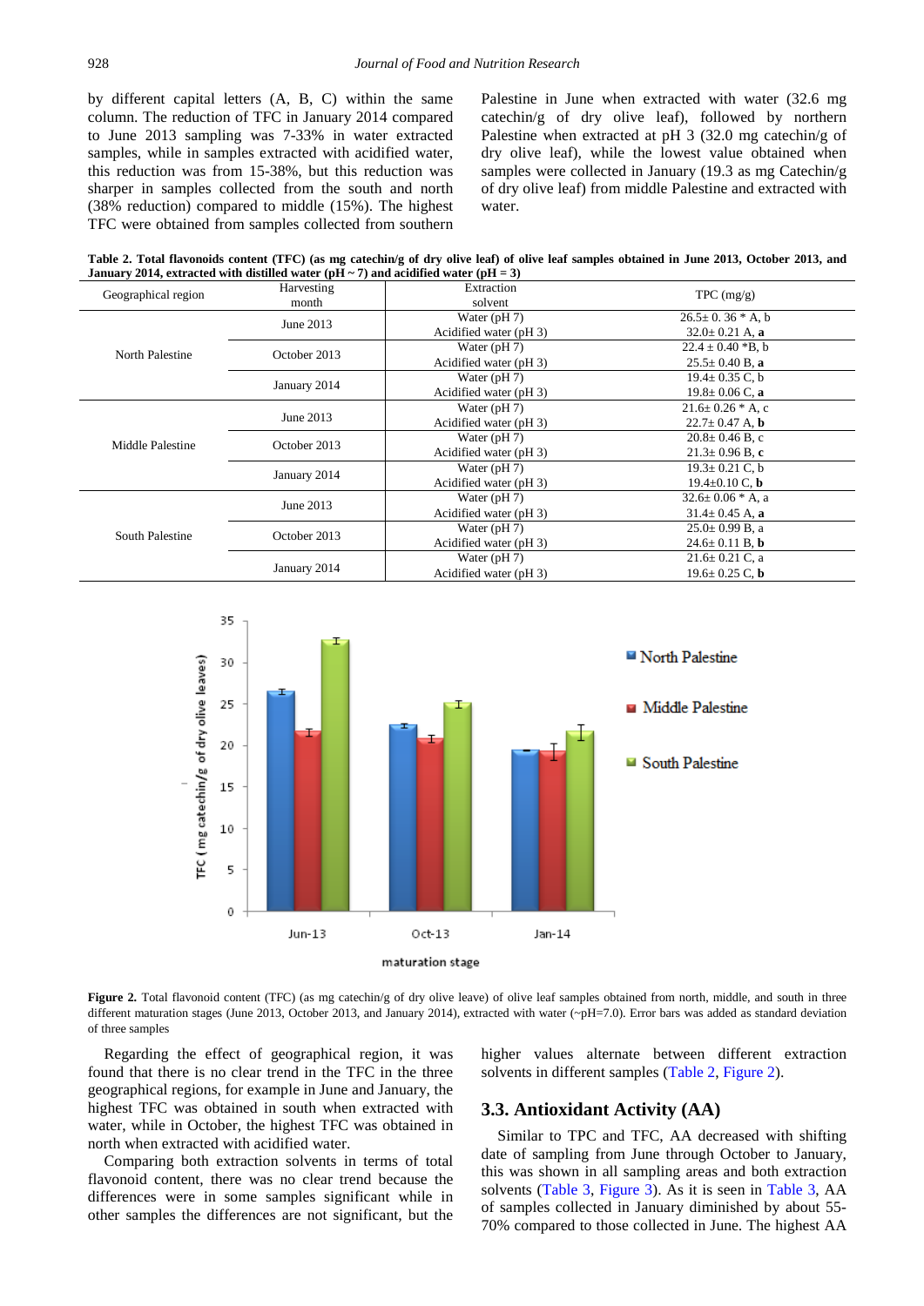by different capital letters (A, B, C) within the same column. The reduction of TFC in January 2014 compared to June 2013 sampling was 7-33% in water extracted samples, while in samples extracted with acidified water, this reduction was from 15-38%, but this reduction was sharper in samples collected from the south and north (38% reduction) compared to middle (15%). The highest TFC were obtained from samples collected from southern Palestine in June when extracted with water (32.6 mg catechin/g of dry olive leaf), followed by northern Palestine when extracted at pH 3 (32.0 mg catechin/g of dry olive leaf), while the lowest value obtained when samples were collected in January (19.3 as mg Catechin/g of dry olive leaf) from middle Palestine and extracted with water.

**Table 2. Total flavonoids content (TFC) (as mg catechin/g of dry olive leaf) of olive leaf samples obtained in June 2013, October 2013, and January 2014, extracted with distilled water (pH ~ 7) and acidified water (pH = 3)**

| Geographical region | Harvesting month | Extraction solvent | TPC (mg/g) |
|---|---|---|---|
| North Palestine | June 2013 | Water (pH 7) | 26.5± 0. 36 * A, b |
| | | Acidified water (pH 3) | 32.0± 0.21 A, **a** |
| | October 2013 | Water (pH 7) | 22.4 ± 0.40 *B, b |
| | | Acidified water (pH 3) | 25.5± 0.40 B, **a** |
| | January 2014 | Water (pH 7) | 19.4± 0.35 C, b |
| | | Acidified water (pH 3) | 19.8± 0.06 C, **a** |
| Middle Palestine | June 2013 | Water (pH 7) | 21.6± 0.26 * A, c |
| | | Acidified water (pH 3) | 22.7± 0.47 A, **b** |
| | October 2013 | Water (pH 7) | 20.8± 0.46 B, c |
| | | Acidified water (pH 3) | 21.3± 0.96 B, **c** |
| | January 2014 | Water (pH 7) | 19.3± 0.21 C, b |
| | | Acidified water (pH 3) | 19.4±0.10 C, **b** |
| South Palestine | June 2013 | Water (pH 7) | 32.6± 0.06 * A, a |
| | | Acidified water (pH 3) | 31.4± 0.45 A, **a** |
| | October 2013 | Water (pH 7) | 25.0± 0.99 B, a |
| | | Acidified water (pH 3) | 24.6± 0.11 B, **b** |
| | January 2014 | Water (pH 7) | 21.6± 0.21 C, a |
| | | Acidified water (pH 3) | 19.6± 0.25 C, **b** |

**Figure 2.** Total flavonoid content (TFC) (as mg catechin/g of dry olive leave) of olive leaf samples obtained from north, middle, and south in three different maturation stages (June 2013, October 2013, and January 2014), extracted with water (~pH=7.0). Error bars was added as standard deviation of three samples

Regarding the effect of geographical region, it was found that there is no clear trend in the TFC in the three geographical regions, for example in June and January, the highest TFC was obtained in south when extracted with water, while in October, the highest TFC was obtained in north when extracted with acidified water.

Comparing both extraction solvents in terms of total flavonoid content, there was no clear trend because the differences were in some samples significant while in other samples the differences are not significant, but the higher values alternate between different extraction solvents in different samples (Table 2, Figure 2).

### 3.3. Antioxidant Activity (AA)

Similar to TPC and TFC, AA decreased with shifting date of sampling from June through October to January, this was shown in all sampling areas and both extraction solvents (Table 3, Figure 3). As it is seen in Table 3, AA of samples collected in January diminished by about 55-70% compared to those collected in June. The highest AA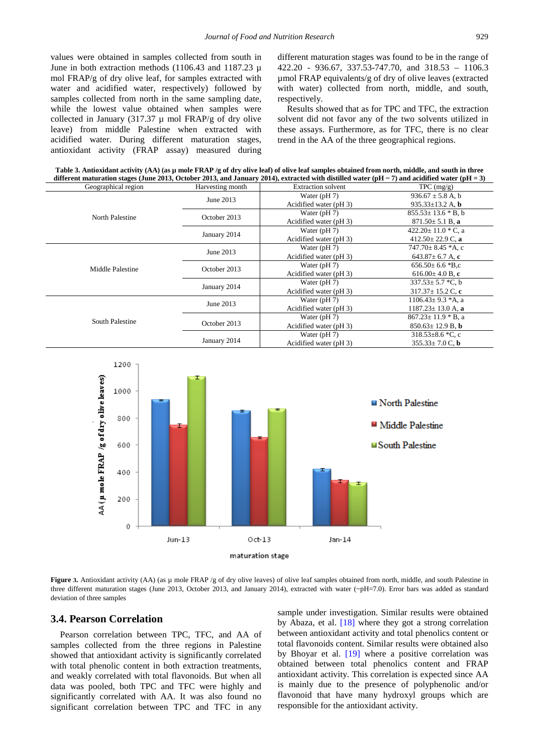values were obtained in samples collected from south in June in both extraction methods (1106.43 and 1187.23 µ mol FRAP/g of dry olive leaf, for samples extracted with water and acidified water, respectively) followed by samples collected from north in the same sampling date, while the lowest value obtained when samples were collected in January (317.37 µ mol FRAP/g of dry olive leave) from middle Palestine when extracted with acidified water. During different maturation stages, antioxidant activity (FRAP assay) measured during different maturation stages was found to be in the range of 422.20 - 936.67, 337.53-747.70, and 318.53 – 1106.3 µmol FRAP equivalents/g of dry of olive leaves (extracted with water) collected from north, middle, and south, respectively.

Results showed that as for TPC and TFC, the extraction solvent did not favor any of the two solvents utilized in these assays. Furthermore, as for TFC, there is no clear trend in the AA of the three geographical regions.

**Table 3. Antioxidant activity (AA) (as µ mole FRAP /g of dry olive leaf) of olive leaf samples obtained from north, middle, and south in three different maturation stages (June 2013, October 2013, and January 2014), extracted with distilled water (pH ~ 7) and acidified water (pH = 3)**

| Geographical region | Harvesting month | Extraction solvent | TPC (mg/g) |
|---|---|---|---|
| North Palestine | June 2013 | Water (pH 7) | 936.67 ± 5.8 A, b |
| | | Acidified water (pH 3) | 935.33±13.2 A, **b** |
| | October 2013 | Water (pH 7) | 855.53± 13.6 * B, b |
| | | Acidified water (pH 3) | 871.50± 5.1 B, **a** |
| | January 2014 | Water (pH 7) | 422.20± 11.0 * C, a |
| | | Acidified water (pH 3) | 412.50± 22.9 C, **a** |
| Middle Palestine | June 2013 | Water (pH 7) | 747.70± 8.45 *A, c |
| | | Acidified water (pH 3) | 643.87± 6.7 A, **c** |
| | October 2013 | Water (pH 7) | 656.50± 6.6 *B,c |
| | | Acidified water (pH 3) | 616.00± 4.0 B, **c** |
| | January 2014 | Water (pH 7) | 337.53± 5.7 *C, b |
| | | Acidified water (pH 3) | 317.37± 15.2 C, **c** |
| South Palestine | June 2013 | Water (pH 7) | 1106.43± 9.3 *A, a |
| | | Acidified water (pH 3) | 1187.23± 13.0 A, **a** |
| | October 2013 | Water (pH 7) | 867.23± 11.9 * B, a |
| | | Acidified water (pH 3) | 850.63± 12.9 B, **b** |
| | January 2014 | Water (pH 7) | 318.53±8.6 *C, c |
| | | Acidified water (pH 3) | 355.33± 7.0 C, **b** |

**Figure 3.** Antioxidant activity (AA) (as µ mole FRAP /g of dry olive leaves) of olive leaf samples obtained from north, middle, and south Palestine in three different maturation stages (June 2013, October 2013, and January 2014), extracted with water (~pH=7.0). Error bars was added as standard deviation of three samples

### 3.4. Pearson Correlation

Pearson correlation between TPC, TFC, and AA of samples collected from the three regions in Palestine showed that antioxidant activity is significantly correlated with total phenolic content in both extraction treatments, and weakly correlated with total flavonoids. But when all data was pooled, both TPC and TFC were highly and significantly correlated with AA. It was also found no significant correlation between TPC and TFC in any sample under investigation. Similar results were obtained by Abaza, et al. [18] where they got a strong correlation between antioxidant activity and total phenolics content or total flavonoids content. Similar results were obtained also by Bhoyar et al. [19] where a positive correlation was obtained between total phenolics content and FRAP antioxidant activity. This correlation is expected since AA is mainly due to the presence of polyphenolic and/or flavonoid that have many hydroxyl groups which are responsible for the antioxidant activity.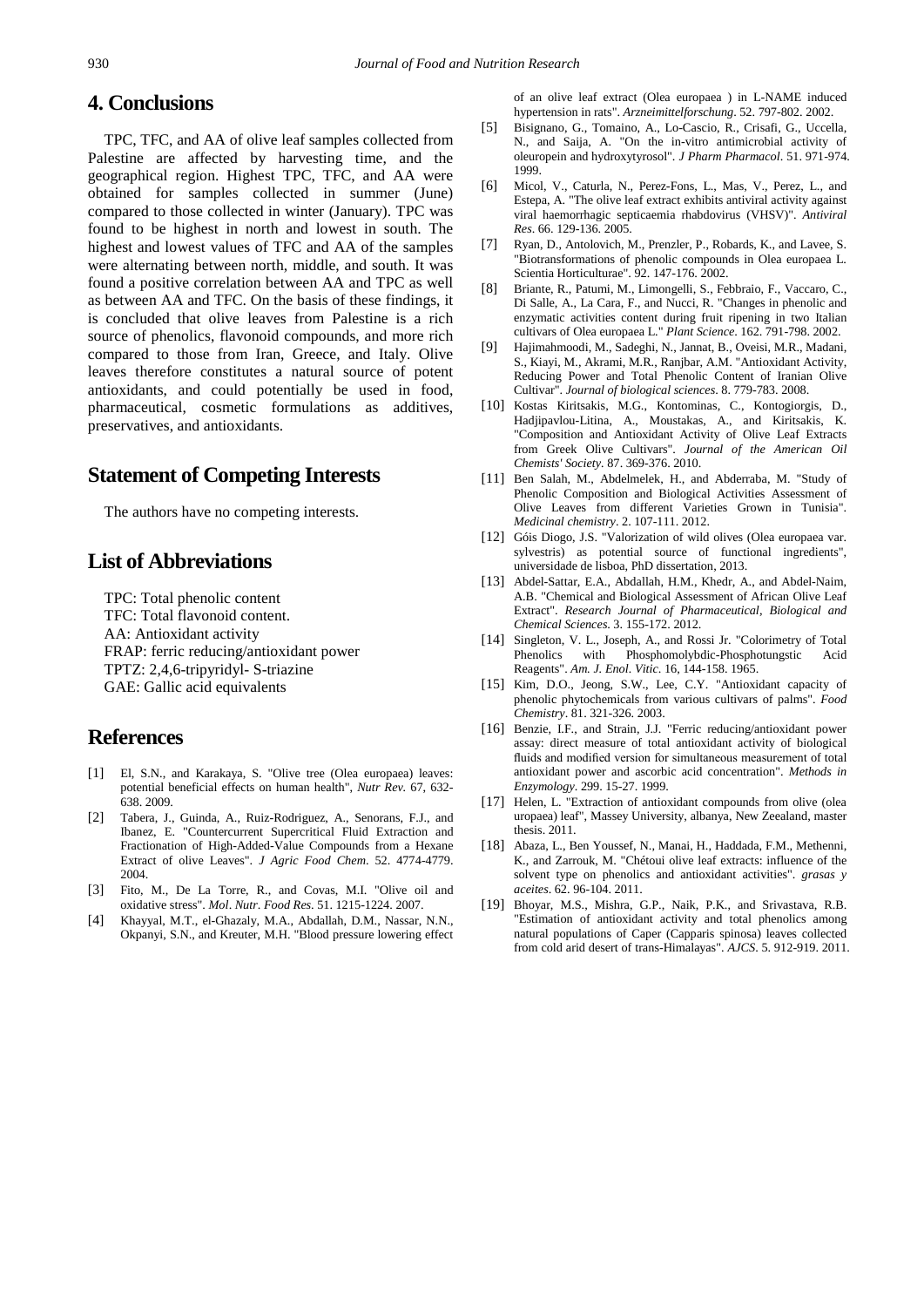## 4. Conclusions

TPC, TFC, and AA of olive leaf samples collected from Palestine are affected by harvesting time, and the geographical region. Highest TPC, TFC, and AA were obtained for samples collected in summer (June) compared to those collected in winter (January). TPC was found to be highest in north and lowest in south. The highest and lowest values of TFC and AA of the samples were alternating between north, middle, and south. It was found a positive correlation between AA and TPC as well as between AA and TFC. On the basis of these findings, it is concluded that olive leaves from Palestine is a rich source of phenolics, flavonoid compounds, and more rich compared to those from Iran, Greece, and Italy. Olive leaves therefore constitutes a natural source of potent antioxidants, and could potentially be used in food, pharmaceutical, cosmetic formulations as additives, preservatives, and antioxidants.

## Statement of Competing Interests

The authors have no competing interests.

## List of Abbreviations

TPC: Total phenolic content
TFC: Total flavonoid content.
AA: Antioxidant activity
FRAP: ferric reducing/antioxidant power
TPTZ: 2,4,6-tripyridyl- S-triazine
GAE: Gallic acid equivalents

## References

[1] El, S.N., and Karakaya, S. "Olive tree (Olea europaea) leaves: potential beneficial effects on human health", *Nutr Rev*. 67, 632-638. 2009.

[2] Tabera, J., Guinda, A., Ruiz-Rodriguez, A., Senorans, F.J., and Ibanez, E. "Countercurrent Supercritical Fluid Extraction and Fractionation of High-Added-Value Compounds from a Hexane Extract of olive Leaves". *J Agric Food Chem*. 52. 4774-4779. 2004.

[3] Fito, M., De La Torre, R., and Covas, M.I. "Olive oil and oxidative stress". *Mol*. *Nutr*. *Food Res*. 51. 1215-1224. 2007.

[4] Khayyal, M.T., el-Ghazaly, M.A., Abdallah, D.M., Nassar, N.N., Okpanyi, S.N., and Kreuter, M.H. "Blood pressure lowering effect of an olive leaf extract (Olea europaea ) in L-NAME induced hypertension in rats". *Arzneimittelforschung*. 52. 797-802. 2002.

[5] Bisignano, G., Tomaino, A., Lo-Cascio, R., Crisafi, G., Uccella, N., and Saija, A. "On the in-vitro antimicrobial activity of oleuropein and hydroxytyrosol". *J Pharm Pharmacol*. 51. 971-974. 1999.

[6] Micol, V., Caturla, N., Perez-Fons, L., Mas, V., Perez, L., and Estepa, A. "The olive leaf extract exhibits antiviral activity against viral haemorrhagic septicaemia rhabdovirus (VHSV)". *Antiviral Res*. 66. 129-136. 2005.

[7] Ryan, D., Antolovich, M., Prenzler, P., Robards, K., and Lavee, S. "Biotransformations of phenolic compounds in Olea europaea L. Scientia Horticulturae". 92. 147-176. 2002.

[8] Briante, R., Patumi, M., Limongelli, S., Febbraio, F., Vaccaro, C., Di Salle, A., La Cara, F., and Nucci, R. "Changes in phenolic and enzymatic activities content during fruit ripening in two Italian cultivars of Olea europaea L." *Plant Science*. 162. 791-798. 2002.

[9] Hajimahmoodi, M., Sadeghi, N., Jannat, B., Oveisi, M.R., Madani, S., Kiayi, M., Akrami, M.R., Ranjbar, A.M. "Antioxidant Activity, Reducing Power and Total Phenolic Content of Iranian Olive Cultivar". *Journal of biological sciences*. 8. 779-783. 2008.

[10] Kostas Kiritsakis, M.G., Kontominas, C., Kontogiorgis, D., Hadjipavlou-Litina, A., Moustakas, A., and Kiritsakis, K. "Composition and Antioxidant Activity of Olive Leaf Extracts from Greek Olive Cultivars". *Journal of the American Oil Chemists' Society*. 87. 369-376. 2010.

[11] Ben Salah, M., Abdelmelek, H., and Abderraba, M. "Study of Phenolic Composition and Biological Activities Assessment of Olive Leaves from different Varieties Grown in Tunisia". *Medicinal chemistry*. 2. 107-111. 2012.

[12] Góis Diogo, J.S. "Valorization of wild olives (Olea europaea var. sylvestris) as potential source of functional ingredients", universidade de lisboa, PhD dissertation, 2013.

[13] Abdel-Sattar, E.A., Abdallah, H.M., Khedr, A., and Abdel-Naim, A.B. "Chemical and Biological Assessment of African Olive Leaf Extract". *Research Journal of Pharmaceutical, Biological and Chemical Sciences*. 3. 155-172. 2012.

[14] Singleton, V. L., Joseph, A., and Rossi Jr. "Colorimetry of Total Phenolics with Phosphomolybdic-Phosphotungstic Acid Reagents". *Am. J. Enol*. *Vitic*. 16, 144-158. 1965.

[15] Kim, D.O., Jeong, S.W., Lee, C.Y. "Antioxidant capacity of phenolic phytochemicals from various cultivars of palms". *Food Chemistry*. 81. 321-326. 2003.

[16] Benzie, I.F., and Strain, J.J. "Ferric reducing/antioxidant power assay: direct measure of total antioxidant activity of biological fluids and modified version for simultaneous measurement of total antioxidant power and ascorbic acid concentration". *Methods in Enzymology*. 299. 15-27. 1999.

[17] Helen, L. "Extraction of antioxidant compounds from olive (olea uropaea) leaf", Massey University, albanya, New Zeealand, master thesis. 2011.

[18] Abaza, L., Ben Youssef, N., Manai, H., Haddada, F.M., Methenni, K., and Zarrouk, M. "Chétoui olive leaf extracts: influence of the solvent type on phenolics and antioxidant activities". *grasas y aceites*. 62. 96-104. 2011.

[19] Bhoyar, M.S., Mishra, G.P., Naik, P.K., and Srivastava, R.B. "Estimation of antioxidant activity and total phenolics among natural populations of Caper (Capparis spinosa) leaves collected from cold arid desert of trans-Himalayas". *AJCS*. 5. 912-919. 2011.